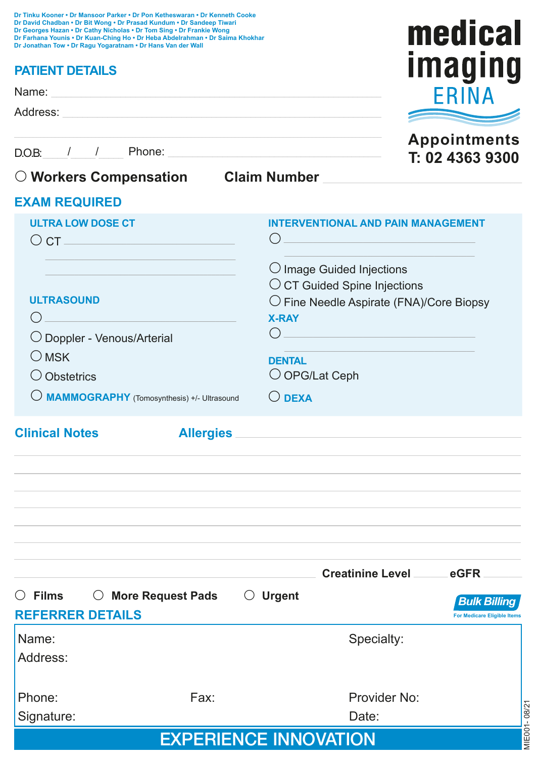Dr Tinku Kooner • Dr Mansoor Parker • Dr Pon Ketheswaran • Dr Kenneth Cooke
Dr David Chadban • Dr Bit Wong • Dr Prasad Kundum • Dr Sandeep Tiwari
Dr Georges Hazan • Dr Cathy Nicholas • Dr Tom Sing • Dr Frankie Wong
Dr Farhana Younis • Dr Kuan-Ching Ho • Dr Heba Abdelrahman • Dr Saima Khokhar
Dr Jonathan Tow • Dr Ragu Yogaratnam • Dr Hans Van der Wall

# medical imaging ERINA

**Appointments**
**T: 02 4363 9300**

## PATIENT DETAILS

Name: ______________________________

Address: ______________________________

______________________________

D.O.B: ___ / ___ / ___ Phone: ______________________________

○ **Workers Compensation** **Claim Number** ______________________________

## EXAM REQUIRED

### ULTRA LOW DOSE CT

○ CT ______________________________

______________________________

______________________________

### ULTRASOUND

○ ______________________________

○ Doppler - Venous/Arterial

○ MSK

○ Obstetrics

○ **MAMMOGRAPHY** (Tomosynthesis) +/- Ultrasound

### INTERVENTIONAL AND PAIN MANAGEMENT

○ ______________________________

______________________________

○ Image Guided Injections

○ CT Guided Spine Injections

○ Fine Needle Aspirate (FNA)/Core Biopsy

### X-RAY

○ ______________________________

______________________________

### DENTAL

○ OPG/Lat Ceph

○ **DEXA**

## Clinical Notes

**Allergies** ______________________________

______________________________

______________________________

______________________________

______________________________

______________________________

______________________________

______________________________

**Creatinine Level** ______ **eGFR** ______

○ **Films** ○ **More Request Pads** ○ **Urgent**

**Bulk Billing**
For Medicare Eligible Items

## REFERRER DETAILS

Name: Specialty:

Address:

Phone: Fax: Provider No:

Signature: Date:

**EXPERIENCE INNOVATION**

MIE001- 08/21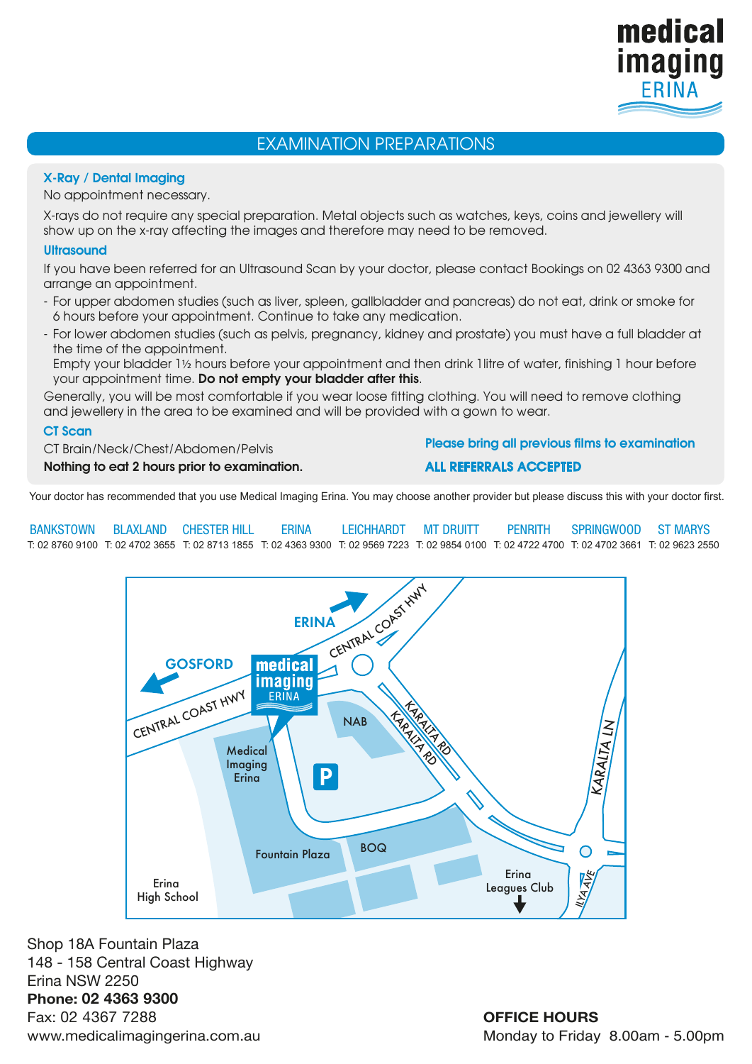**medical imaging ERINA**

## EXAMINATION PREPARATIONS

### X-Ray / Dental Imaging

No appointment necessary.

X-rays do not require any special preparation. Metal objects such as watches, keys, coins and jewellery will show up on the x-ray affecting the images and therefore may need to be removed.

### Ultrasound

If you have been referred for an Ultrasound Scan by your doctor, please contact Bookings on 02 4363 9300 and arrange an appointment.

- For upper abdomen studies (such as liver, spleen, gallbladder and pancreas) do not eat, drink or smoke for 6 hours before your appointment. Continue to take any medication.
- For lower abdomen studies (such as pelvis, pregnancy, kidney and prostate) you must have a full bladder at the time of the appointment.
  Empty your bladder 1½ hours before your appointment and then drink 1litre of water, finishing 1 hour before your appointment time. **Do not empty your bladder after this**.

Generally, you will be most comfortable if you wear loose fitting clothing. You will need to remove clothing and jewellery in the area to be examined and will be provided with a gown to wear.

### CT Scan

CT Brain/Neck/Chest/Abdomen/Pelvis

**Nothing to eat 2 hours prior to examination.**

**Please bring all previous films to examination**

**ALL REFERRALS ACCEPTED**

Your doctor has recommended that you use Medical Imaging Erina. You may choose another provider but please discuss this with your doctor first.

| BANKSTOWN | BLAXLAND | CHESTER HILL | ERINA | LEICHHARDT | MT DRUITT | PENRITH | SPRINGWOOD | ST MARYS |
|---|---|---|---|---|---|---|---|---|
| T: 02 8760 9100 | T: 02 4702 3655 | T: 02 8713 1855 | T: 02 4363 9300 | T: 02 9569 7223 | T: 02 9854 0100 | T: 02 4722 4700 | T: 02 4702 3661 | T: 02 9623 2550 |

ERINA
GOSFORD
CENTRAL COAST HWY
CENTRAL COAST HWY
medical imaging ERINA
NAB
KARALTA RD
KARALTA RD
KARALTA LN
Medical Imaging Erina
P
Fountain Plaza
BOQ
Erina High School
Erina Leagues Club
ILYA AVE

Shop 18A Fountain Plaza
148 - 158 Central Coast Highway
Erina NSW 2250
**Phone: 02 4363 9300**
Fax: 02 4367 7288
www.medicalimagingerina.com.au

**OFFICE HOURS**
Monday to Friday 8.00am - 5.00pm